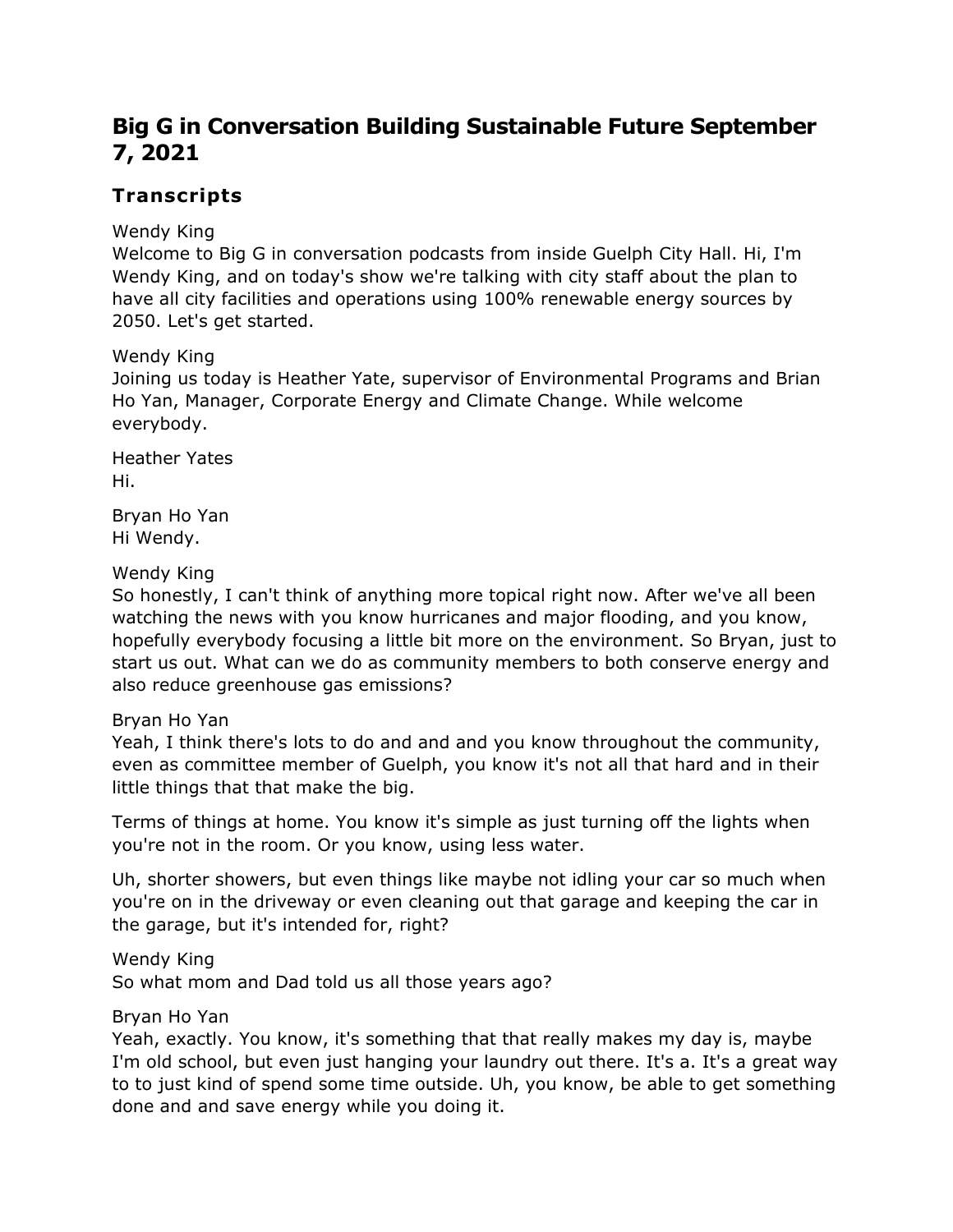# Big G in Conversation Building Sustainable Future September 7, 2021

## Transcripts

Wendy King
Welcome to Big G in conversation podcasts from inside Guelph City Hall. Hi, I'm Wendy King, and on today's show we're talking with city staff about the plan to have all city facilities and operations using 100% renewable energy sources by 2050. Let's get started.

Wendy King
Joining us today is Heather Yate, supervisor of Environmental Programs and Brian Ho Yan, Manager, Corporate Energy and Climate Change. While welcome everybody.

Heather Yates
Hi.

Bryan Ho Yan
Hi Wendy.

Wendy King
So honestly, I can't think of anything more topical right now. After we've all been watching the news with you know hurricanes and major flooding, and you know, hopefully everybody focusing a little bit more on the environment. So Bryan, just to start us out. What can we do as community members to both conserve energy and also reduce greenhouse gas emissions?

Bryan Ho Yan
Yeah, I think there's lots to do and and and you know throughout the community, even as committee member of Guelph, you know it's not all that hard and in their little things that that make the big.

Terms of things at home. You know it's simple as just turning off the lights when you're not in the room. Or you know, using less water.

Uh, shorter showers, but even things like maybe not idling your car so much when you're on in the driveway or even cleaning out that garage and keeping the car in the garage, but it's intended for, right?

Wendy King
So what mom and Dad told us all those years ago?

Bryan Ho Yan
Yeah, exactly. You know, it's something that that really makes my day is, maybe I'm old school, but even just hanging your laundry out there. It's a. It's a great way to to just kind of spend some time outside. Uh, you know, be able to get something done and and save energy while you doing it.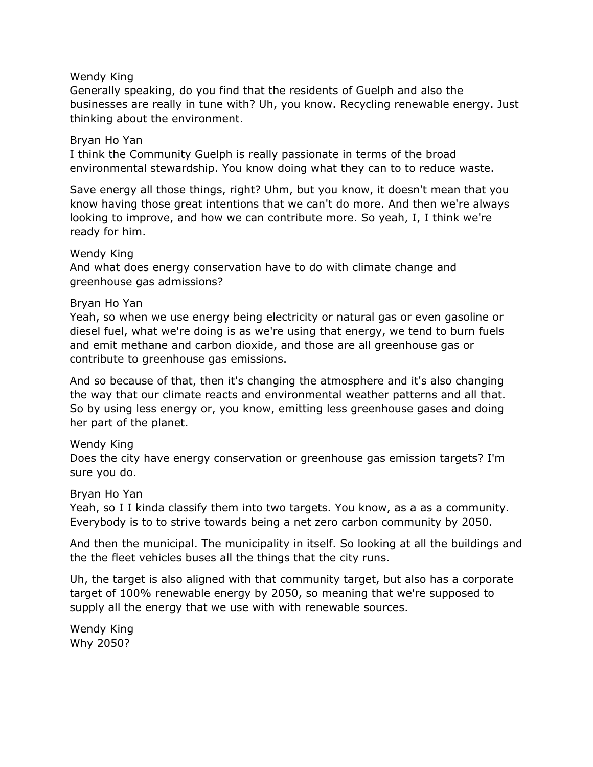Wendy King
Generally speaking, do you find that the residents of Guelph and also the businesses are really in tune with? Uh, you know. Recycling renewable energy. Just thinking about the environment.

Bryan Ho Yan
I think the Community Guelph is really passionate in terms of the broad environmental stewardship. You know doing what they can to to reduce waste.

Save energy all those things, right? Uhm, but you know, it doesn't mean that you know having those great intentions that we can't do more. And then we're always looking to improve, and how we can contribute more. So yeah, I, I think we're ready for him.

Wendy King
And what does energy conservation have to do with climate change and greenhouse gas admissions?

Bryan Ho Yan
Yeah, so when we use energy being electricity or natural gas or even gasoline or diesel fuel, what we're doing is as we're using that energy, we tend to burn fuels and emit methane and carbon dioxide, and those are all greenhouse gas or contribute to greenhouse gas emissions.

And so because of that, then it's changing the atmosphere and it's also changing the way that our climate reacts and environmental weather patterns and all that. So by using less energy or, you know, emitting less greenhouse gases and doing her part of the planet.

Wendy King
Does the city have energy conservation or greenhouse gas emission targets? I'm sure you do.

Bryan Ho Yan
Yeah, so I I kinda classify them into two targets. You know, as a as a community. Everybody is to to strive towards being a net zero carbon community by 2050.

And then the municipal. The municipality in itself. So looking at all the buildings and the the fleet vehicles buses all the things that the city runs.

Uh, the target is also aligned with that community target, but also has a corporate target of 100% renewable energy by 2050, so meaning that we're supposed to supply all the energy that we use with with renewable sources.

Wendy King
Why 2050?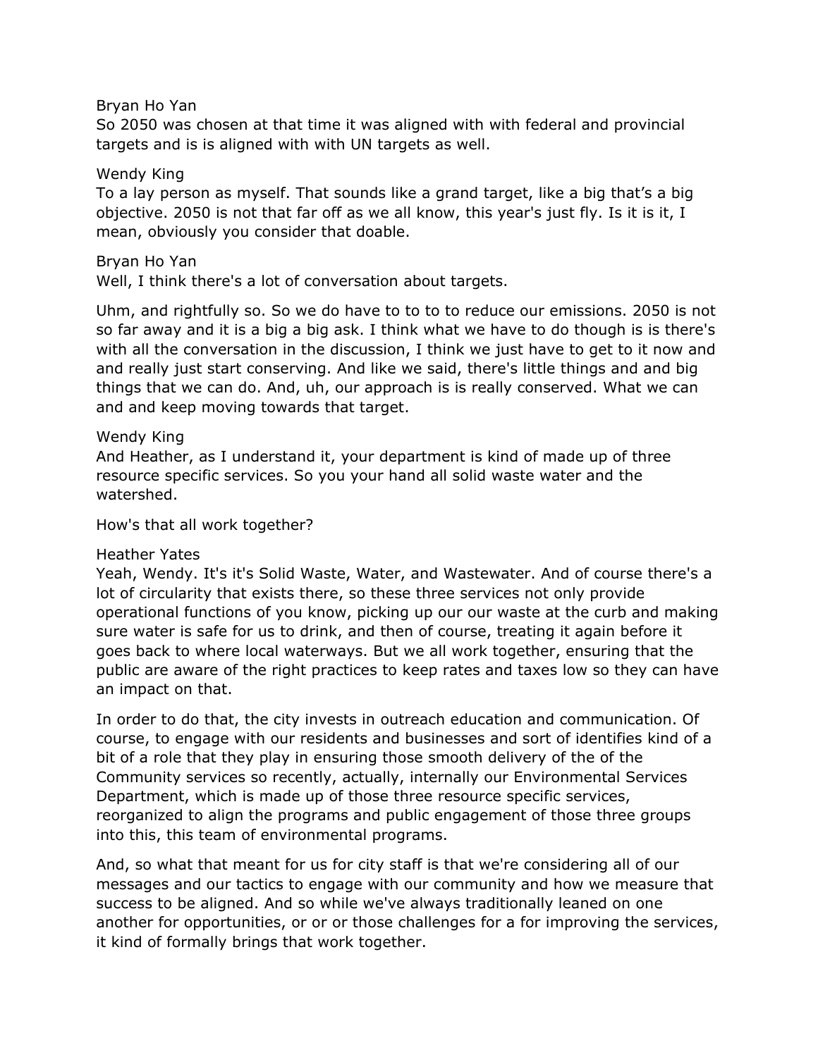Bryan Ho Yan
So 2050 was chosen at that time it was aligned with with federal and provincial targets and is is aligned with with UN targets as well.

Wendy King
To a lay person as myself. That sounds like a grand target, like a big that's a big objective. 2050 is not that far off as we all know, this year's just fly. Is it is it, I mean, obviously you consider that doable.

Bryan Ho Yan
Well, I think there's a lot of conversation about targets.

Uhm, and rightfully so. So we do have to to to to reduce our emissions. 2050 is not so far away and it is a big a big ask. I think what we have to do though is is there's with all the conversation in the discussion, I think we just have to get to it now and and really just start conserving. And like we said, there's little things and and big things that we can do. And, uh, our approach is is really conserved. What we can and and keep moving towards that target.

Wendy King
And Heather, as I understand it, your department is kind of made up of three resource specific services. So you your hand all solid waste water and the watershed.

How's that all work together?

Heather Yates
Yeah, Wendy. It's it's Solid Waste, Water, and Wastewater. And of course there's a lot of circularity that exists there, so these three services not only provide operational functions of you know, picking up our our waste at the curb and making sure water is safe for us to drink, and then of course, treating it again before it goes back to where local waterways. But we all work together, ensuring that the public are aware of the right practices to keep rates and taxes low so they can have an impact on that.

In order to do that, the city invests in outreach education and communication. Of course, to engage with our residents and businesses and sort of identifies kind of a bit of a role that they play in ensuring those smooth delivery of the of the Community services so recently, actually, internally our Environmental Services Department, which is made up of those three resource specific services, reorganized to align the programs and public engagement of those three groups into this, this team of environmental programs.

And, so what that meant for us for city staff is that we're considering all of our messages and our tactics to engage with our community and how we measure that success to be aligned. And so while we've always traditionally leaned on one another for opportunities, or or or those challenges for a for improving the services, it kind of formally brings that work together.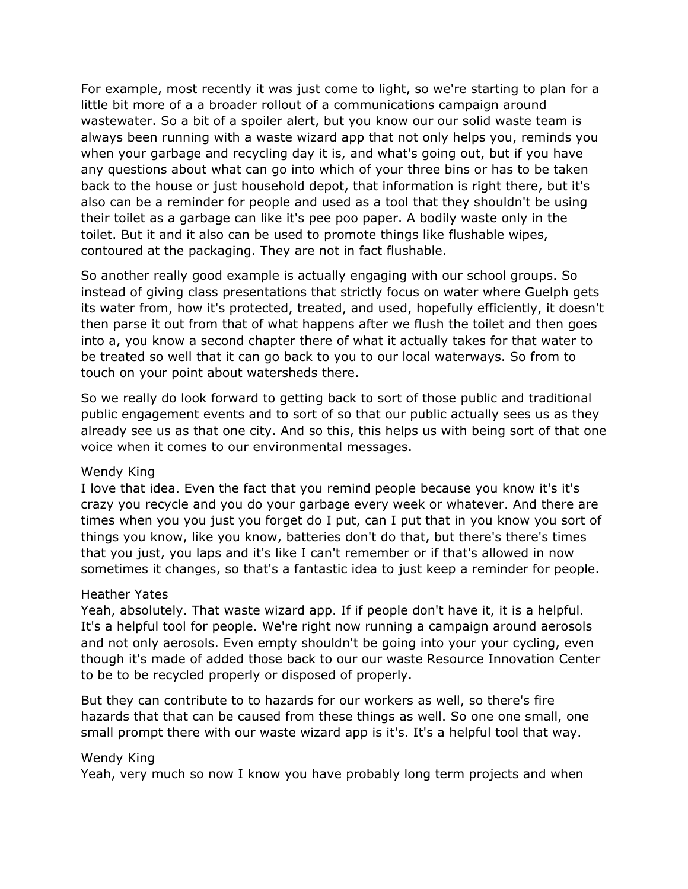For example, most recently it was just come to light, so we're starting to plan for a little bit more of a a broader rollout of a communications campaign around wastewater. So a bit of a spoiler alert, but you know our our solid waste team is always been running with a waste wizard app that not only helps you, reminds you when your garbage and recycling day it is, and what's going out, but if you have any questions about what can go into which of your three bins or has to be taken back to the house or just household depot, that information is right there, but it's also can be a reminder for people and used as a tool that they shouldn't be using their toilet as a garbage can like it's pee poo paper. A bodily waste only in the toilet. But it and it also can be used to promote things like flushable wipes, contoured at the packaging. They are not in fact flushable.

So another really good example is actually engaging with our school groups. So instead of giving class presentations that strictly focus on water where Guelph gets its water from, how it's protected, treated, and used, hopefully efficiently, it doesn't then parse it out from that of what happens after we flush the toilet and then goes into a, you know a second chapter there of what it actually takes for that water to be treated so well that it can go back to you to our local waterways. So from to touch on your point about watersheds there.

So we really do look forward to getting back to sort of those public and traditional public engagement events and to sort of so that our public actually sees us as they already see us as that one city. And so this, this helps us with being sort of that one voice when it comes to our environmental messages.

Wendy King
I love that idea. Even the fact that you remind people because you know it's it's crazy you recycle and you do your garbage every week or whatever. And there are times when you you just you forget do I put, can I put that in you know you sort of things you know, like you know, batteries don't do that, but there's there's times that you just, you laps and it's like I can't remember or if that's allowed in now sometimes it changes, so that's a fantastic idea to just keep a reminder for people.

Heather Yates
Yeah, absolutely. That waste wizard app. If if people don't have it, it is a helpful. It's a helpful tool for people. We're right now running a campaign around aerosols and not only aerosols. Even empty shouldn't be going into your your cycling, even though it's made of added those back to our our waste Resource Innovation Center to be to be recycled properly or disposed of properly.

But they can contribute to to hazards for our workers as well, so there's fire hazards that that can be caused from these things as well. So one one small, one small prompt there with our waste wizard app is it's. It's a helpful tool that way.

Wendy King
Yeah, very much so now I know you have probably long term projects and when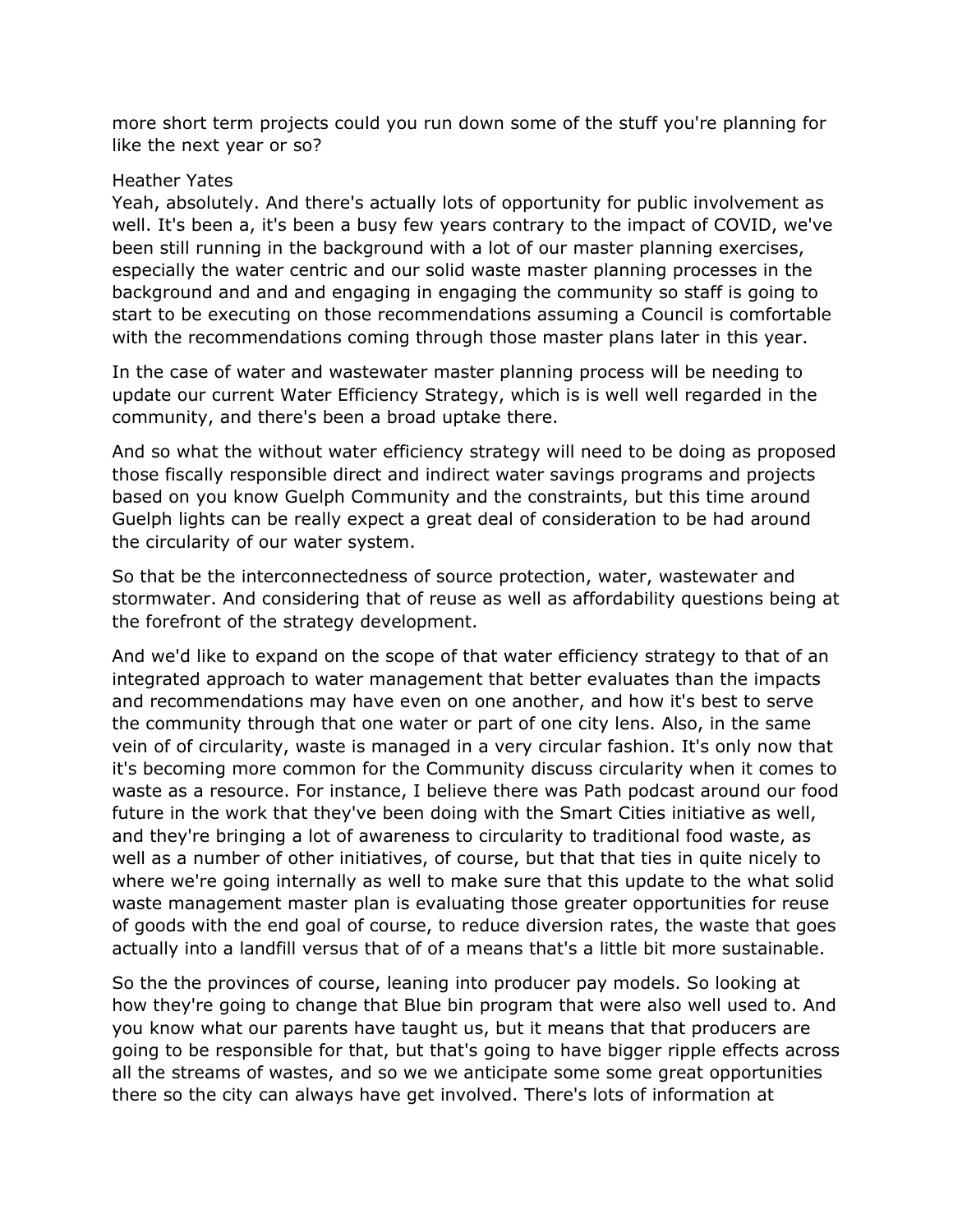more short term projects could you run down some of the stuff you're planning for like the next year or so?

Heather Yates
Yeah, absolutely. And there's actually lots of opportunity for public involvement as well. It's been a, it's been a busy few years contrary to the impact of COVID, we've been still running in the background with a lot of our master planning exercises, especially the water centric and our solid waste master planning processes in the background and and and engaging in engaging the community so staff is going to start to be executing on those recommendations assuming a Council is comfortable with the recommendations coming through those master plans later in this year.

In the case of water and wastewater master planning process will be needing to update our current Water Efficiency Strategy, which is is well well regarded in the community, and there's been a broad uptake there.

And so what the without water efficiency strategy will need to be doing as proposed those fiscally responsible direct and indirect water savings programs and projects based on you know Guelph Community and the constraints, but this time around Guelph lights can be really expect a great deal of consideration to be had around the circularity of our water system.

So that be the interconnectedness of source protection, water, wastewater and stormwater. And considering that of reuse as well as affordability questions being at the forefront of the strategy development.

And we'd like to expand on the scope of that water efficiency strategy to that of an integrated approach to water management that better evaluates than the impacts and recommendations may have even on one another, and how it's best to serve the community through that one water or part of one city lens. Also, in the same vein of of circularity, waste is managed in a very circular fashion. It's only now that it's becoming more common for the Community discuss circularity when it comes to waste as a resource. For instance, I believe there was Path podcast around our food future in the work that they've been doing with the Smart Cities initiative as well, and they're bringing a lot of awareness to circularity to traditional food waste, as well as a number of other initiatives, of course, but that that ties in quite nicely to where we're going internally as well to make sure that this update to the what solid waste management master plan is evaluating those greater opportunities for reuse of goods with the end goal of course, to reduce diversion rates, the waste that goes actually into a landfill versus that of of a means that's a little bit more sustainable.

So the the provinces of course, leaning into producer pay models. So looking at how they're going to change that Blue bin program that were also well used to. And you know what our parents have taught us, but it means that that producers are going to be responsible for that, but that's going to have bigger ripple effects across all the streams of wastes, and so we we anticipate some some great opportunities there so the city can always have get involved. There's lots of information at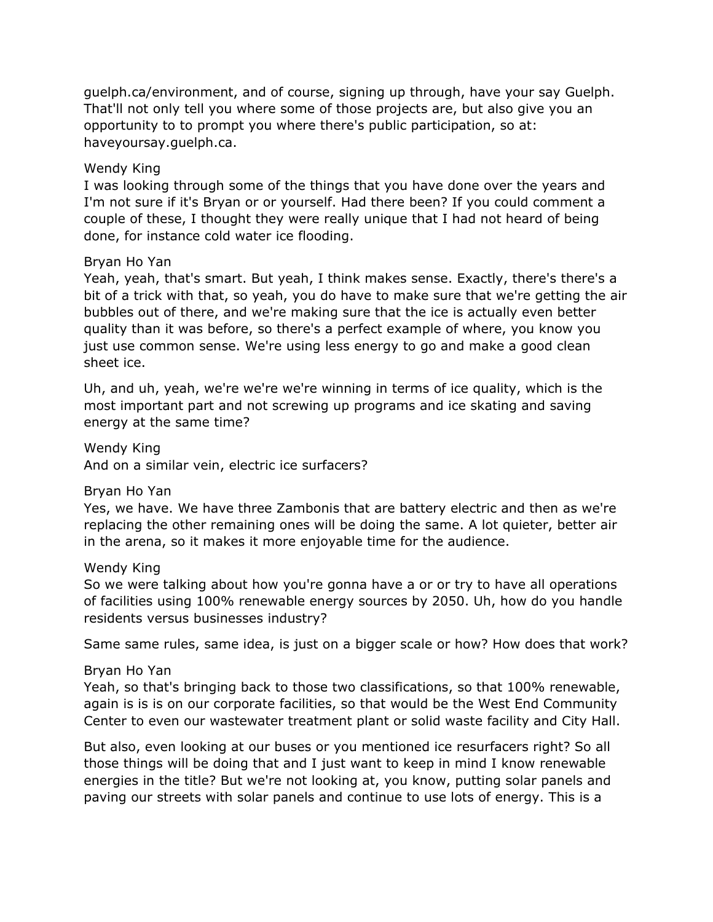guelph.ca/environment, and of course, signing up through, have your say Guelph. That'll not only tell you where some of those projects are, but also give you an opportunity to to prompt you where there's public participation, so at: haveyoursay.guelph.ca.

Wendy King
I was looking through some of the things that you have done over the years and I'm not sure if it's Bryan or or yourself. Had there been? If you could comment a couple of these, I thought they were really unique that I had not heard of being done, for instance cold water ice flooding.

Bryan Ho Yan
Yeah, yeah, that's smart. But yeah, I think makes sense. Exactly, there's there's a bit of a trick with that, so yeah, you do have to make sure that we're getting the air bubbles out of there, and we're making sure that the ice is actually even better quality than it was before, so there's a perfect example of where, you know you just use common sense. We're using less energy to go and make a good clean sheet ice.

Uh, and uh, yeah, we're we're we're winning in terms of ice quality, which is the most important part and not screwing up programs and ice skating and saving energy at the same time?

Wendy King
And on a similar vein, electric ice surfacers?

Bryan Ho Yan
Yes, we have. We have three Zambonis that are battery electric and then as we're replacing the other remaining ones will be doing the same. A lot quieter, better air in the arena, so it makes it more enjoyable time for the audience.

Wendy King
So we were talking about how you're gonna have a or or try to have all operations of facilities using 100% renewable energy sources by 2050. Uh, how do you handle residents versus businesses industry?

Same same rules, same idea, is just on a bigger scale or how? How does that work?

Bryan Ho Yan
Yeah, so that's bringing back to those two classifications, so that 100% renewable, again is is is on our corporate facilities, so that would be the West End Community Center to even our wastewater treatment plant or solid waste facility and City Hall.

But also, even looking at our buses or you mentioned ice resurfacers right? So all those things will be doing that and I just want to keep in mind I know renewable energies in the title? But we're not looking at, you know, putting solar panels and paving our streets with solar panels and continue to use lots of energy. This is a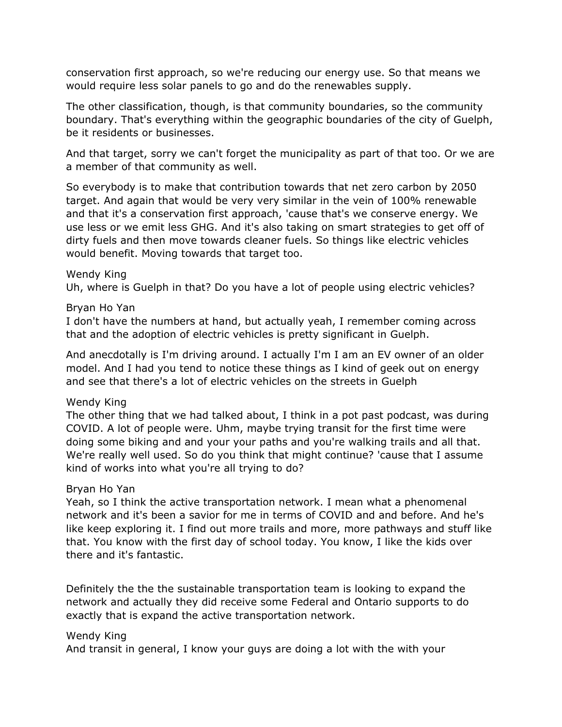conservation first approach, so we're reducing our energy use. So that means we would require less solar panels to go and do the renewables supply.

The other classification, though, is that community boundaries, so the community boundary. That's everything within the geographic boundaries of the city of Guelph, be it residents or businesses.

And that target, sorry we can't forget the municipality as part of that too. Or we are a member of that community as well.

So everybody is to make that contribution towards that net zero carbon by 2050 target. And again that would be very very similar in the vein of 100% renewable and that it's a conservation first approach, 'cause that's we conserve energy. We use less or we emit less GHG. And it's also taking on smart strategies to get off of dirty fuels and then move towards cleaner fuels. So things like electric vehicles would benefit. Moving towards that target too.

Wendy King
Uh, where is Guelph in that? Do you have a lot of people using electric vehicles?

Bryan Ho Yan
I don't have the numbers at hand, but actually yeah, I remember coming across that and the adoption of electric vehicles is pretty significant in Guelph.

And anecdotally is I'm driving around. I actually I'm I am an EV owner of an older model. And I had you tend to notice these things as I kind of geek out on energy and see that there's a lot of electric vehicles on the streets in Guelph

Wendy King
The other thing that we had talked about, I think in a pot past podcast, was during COVID. A lot of people were. Uhm, maybe trying transit for the first time were doing some biking and and your your paths and you're walking trails and all that. We're really well used. So do you think that might continue? 'cause that I assume kind of works into what you're all trying to do?

Bryan Ho Yan
Yeah, so I think the active transportation network. I mean what a phenomenal network and it's been a savior for me in terms of COVID and and before. And he's like keep exploring it. I find out more trails and more, more pathways and stuff like that. You know with the first day of school today. You know, I like the kids over there and it's fantastic.

Definitely the the the sustainable transportation team is looking to expand the network and actually they did receive some Federal and Ontario supports to do exactly that is expand the active transportation network.

Wendy King
And transit in general, I know your guys are doing a lot with the with your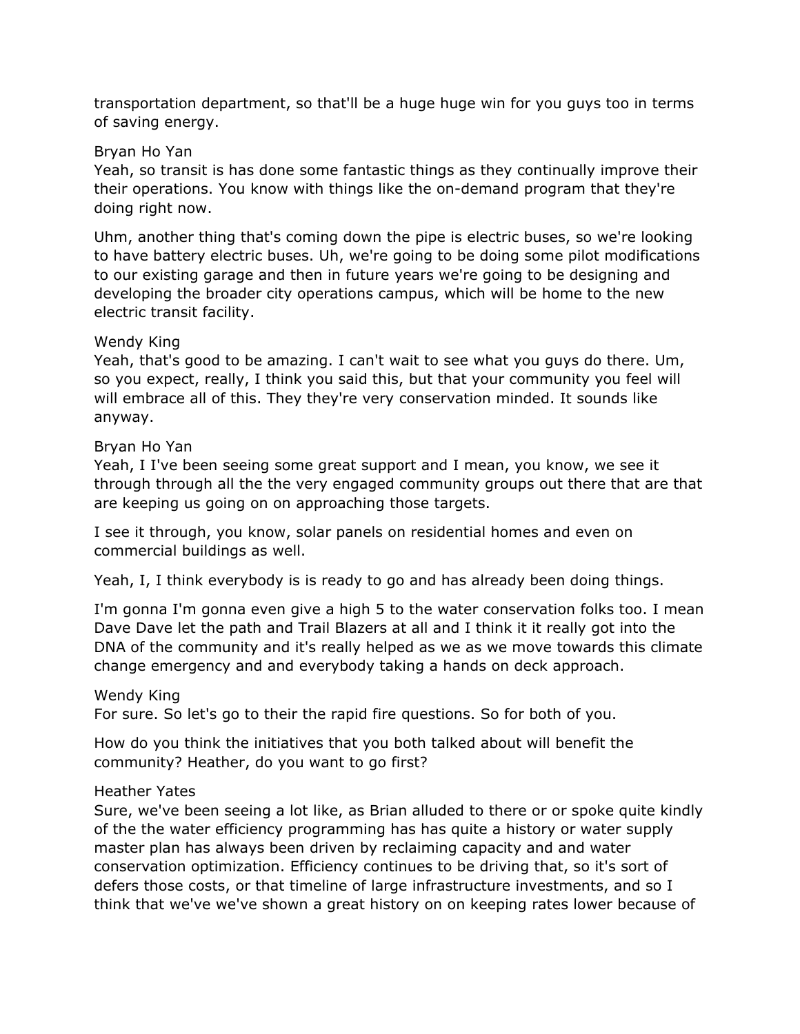transportation department, so that'll be a huge huge win for you guys too in terms of saving energy.

Bryan Ho Yan
Yeah, so transit is has done some fantastic things as they continually improve their their operations. You know with things like the on-demand program that they're doing right now.

Uhm, another thing that's coming down the pipe is electric buses, so we're looking to have battery electric buses. Uh, we're going to be doing some pilot modifications to our existing garage and then in future years we're going to be designing and developing the broader city operations campus, which will be home to the new electric transit facility.

Wendy King
Yeah, that's good to be amazing. I can't wait to see what you guys do there. Um, so you expect, really, I think you said this, but that your community you feel will will embrace all of this. They they're very conservation minded. It sounds like anyway.

Bryan Ho Yan
Yeah, I I've been seeing some great support and I mean, you know, we see it through through all the the very engaged community groups out there that are that are keeping us going on on approaching those targets.

I see it through, you know, solar panels on residential homes and even on commercial buildings as well.

Yeah, I, I think everybody is is ready to go and has already been doing things.

I'm gonna I'm gonna even give a high 5 to the water conservation folks too. I mean Dave Dave let the path and Trail Blazers at all and I think it it really got into the DNA of the community and it's really helped as we as we move towards this climate change emergency and and everybody taking a hands on deck approach.

Wendy King
For sure. So let's go to their the rapid fire questions. So for both of you.

How do you think the initiatives that you both talked about will benefit the community? Heather, do you want to go first?

Heather Yates
Sure, we've been seeing a lot like, as Brian alluded to there or or spoke quite kindly of the the water efficiency programming has has quite a history or water supply master plan has always been driven by reclaiming capacity and and water conservation optimization. Efficiency continues to be driving that, so it's sort of defers those costs, or that timeline of large infrastructure investments, and so I think that we've we've shown a great history on on keeping rates lower because of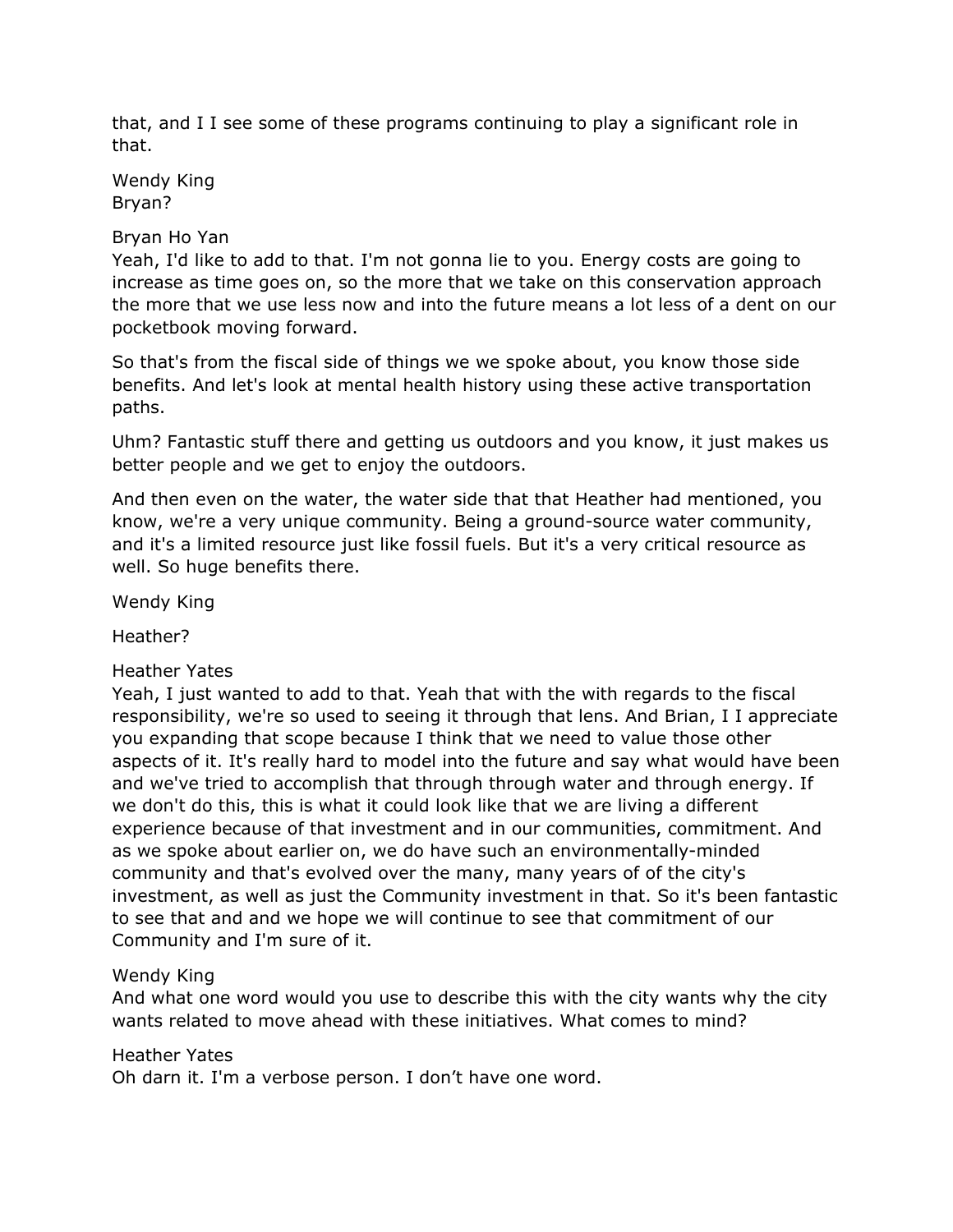that, and I I see some of these programs continuing to play a significant role in that.

Wendy King
Bryan?

Bryan Ho Yan
Yeah, I'd like to add to that. I'm not gonna lie to you. Energy costs are going to increase as time goes on, so the more that we take on this conservation approach the more that we use less now and into the future means a lot less of a dent on our pocketbook moving forward.

So that's from the fiscal side of things we we spoke about, you know those side benefits. And let's look at mental health history using these active transportation paths.

Uhm? Fantastic stuff there and getting us outdoors and you know, it just makes us better people and we get to enjoy the outdoors.

And then even on the water, the water side that that Heather had mentioned, you know, we're a very unique community. Being a ground-source water community, and it's a limited resource just like fossil fuels. But it's a very critical resource as well. So huge benefits there.

Wendy King

Heather?

Heather Yates
Yeah, I just wanted to add to that. Yeah that with the with regards to the fiscal responsibility, we're so used to seeing it through that lens. And Brian, I I appreciate you expanding that scope because I think that we need to value those other aspects of it. It's really hard to model into the future and say what would have been and we've tried to accomplish that through through water and through energy. If we don't do this, this is what it could look like that we are living a different experience because of that investment and in our communities, commitment. And as we spoke about earlier on, we do have such an environmentally-minded community and that's evolved over the many, many years of of the city's investment, as well as just the Community investment in that. So it's been fantastic to see that and and we hope we will continue to see that commitment of our Community and I'm sure of it.

Wendy King
And what one word would you use to describe this with the city wants why the city wants related to move ahead with these initiatives. What comes to mind?

Heather Yates
Oh darn it. I'm a verbose person. I don't have one word.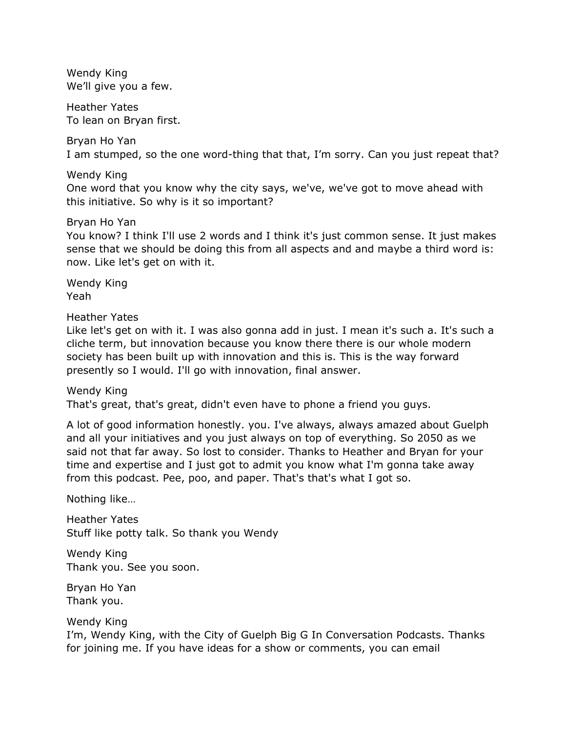Wendy King
We'll give you a few.

Heather Yates
To lean on Bryan first.

Bryan Ho Yan
I am stumped, so the one word-thing that that, I'm sorry. Can you just repeat that?

Wendy King
One word that you know why the city says, we've, we've got to move ahead with this initiative. So why is it so important?

Bryan Ho Yan
You know? I think I'll use 2 words and I think it's just common sense. It just makes sense that we should be doing this from all aspects and and maybe a third word is: now. Like let's get on with it.

Wendy King
Yeah

Heather Yates
Like let's get on with it. I was also gonna add in just. I mean it's such a. It's such a cliche term, but innovation because you know there there is our whole modern society has been built up with innovation and this is. This is the way forward presently so I would. I'll go with innovation, final answer.

Wendy King
That's great, that's great, didn't even have to phone a friend you guys.

A lot of good information honestly. you. I've always, always amazed about Guelph and all your initiatives and you just always on top of everything. So 2050 as we said not that far away. So lost to consider. Thanks to Heather and Bryan for your time and expertise and I just got to admit you know what I'm gonna take away from this podcast. Pee, poo, and paper. That's that's what I got so.

Nothing like…

Heather Yates
Stuff like potty talk. So thank you Wendy

Wendy King
Thank you. See you soon.

Bryan Ho Yan
Thank you.

Wendy King
I'm, Wendy King, with the City of Guelph Big G In Conversation Podcasts. Thanks for joining me. If you have ideas for a show or comments, you can email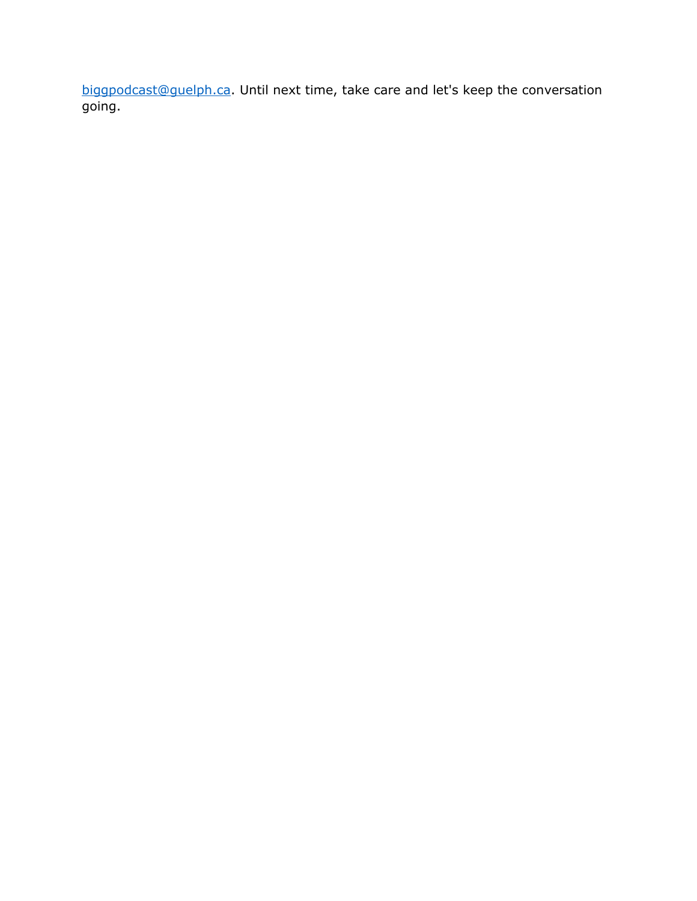biggpodcast@guelph.ca. Until next time, take care and let's keep the conversation going.